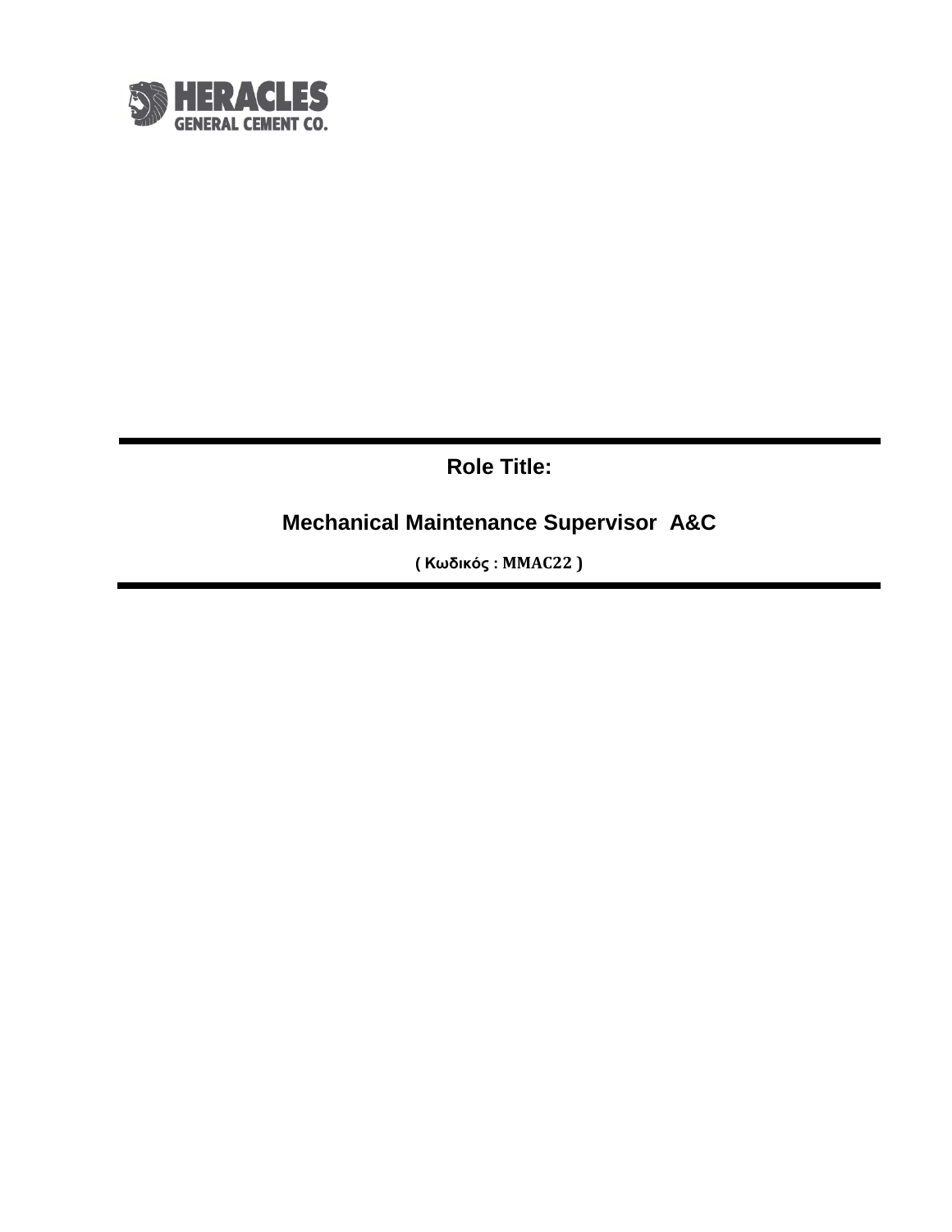HERACLES
GENERAL CEMENT CO.

---

**Role Title:**

# Mechanical Maintenance Supervisor A&C

**( Κωδικός : MMAC22 )**

---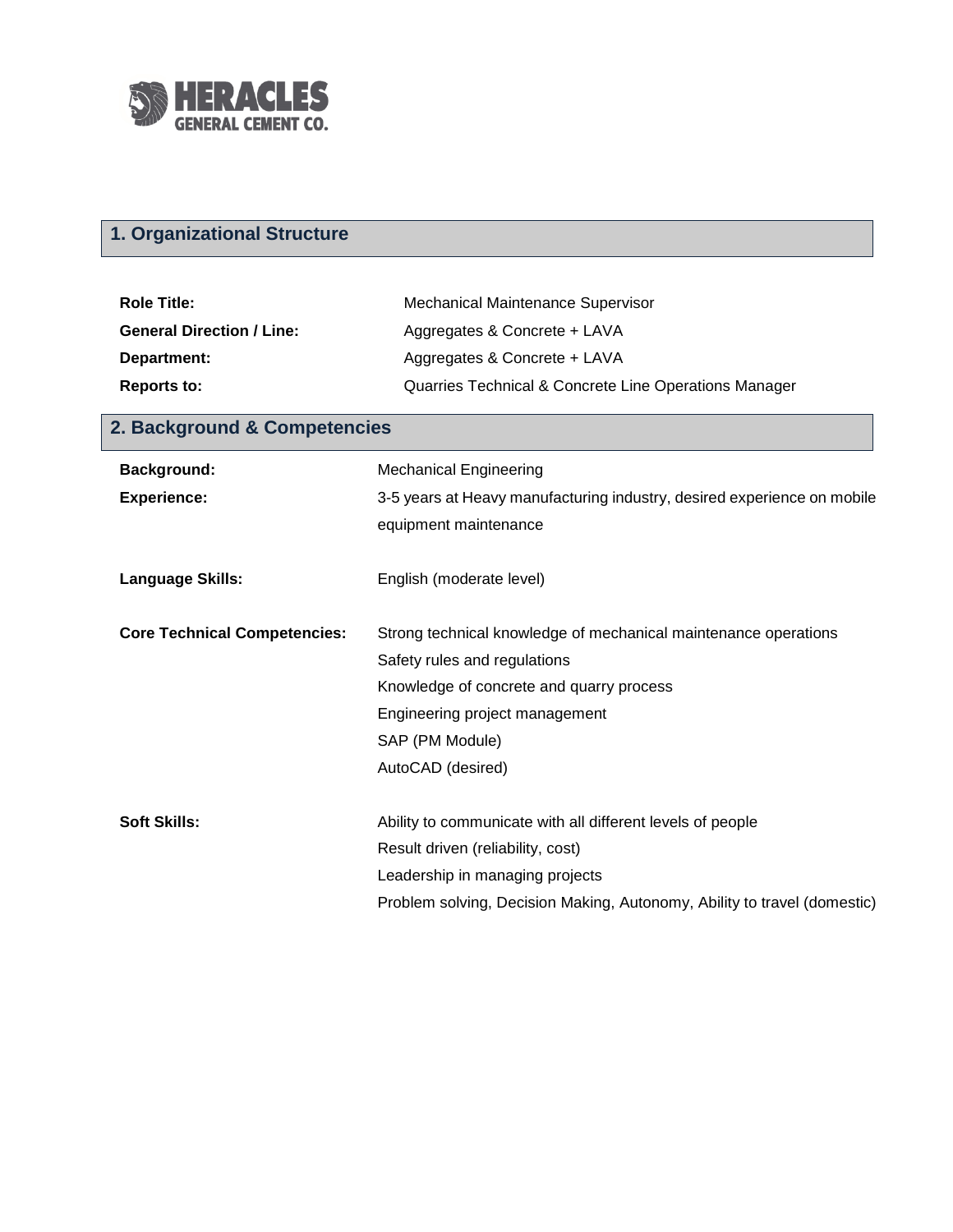## 1. Organizational Structure

| | |
|---|---|
| **Role Title:** | Mechanical Maintenance Supervisor |
| **General Direction / Line:** | Aggregates & Concrete + LAVA |
| **Department:** | Aggregates & Concrete + LAVA |
| **Reports to:** | Quarries Technical & Concrete Line Operations Manager |

## 2. Background & Competencies

| | |
|---|---|
| **Background:** | Mechanical Engineering |
| **Experience:** | 3-5 years at Heavy manufacturing industry, desired experience on mobile equipment maintenance |
| **Language Skills:** | English (moderate level) |
| **Core Technical Competencies:** | Strong technical knowledge of mechanical maintenance operations<br>Safety rules and regulations<br>Knowledge of concrete and quarry process<br>Engineering project management<br>SAP (PM Module)<br>AutoCAD (desired) |
| **Soft Skills:** | Ability to communicate with all different levels of people<br>Result driven (reliability, cost)<br>Leadership in managing projects<br>Problem solving, Decision Making, Autonomy, Ability to travel (domestic) |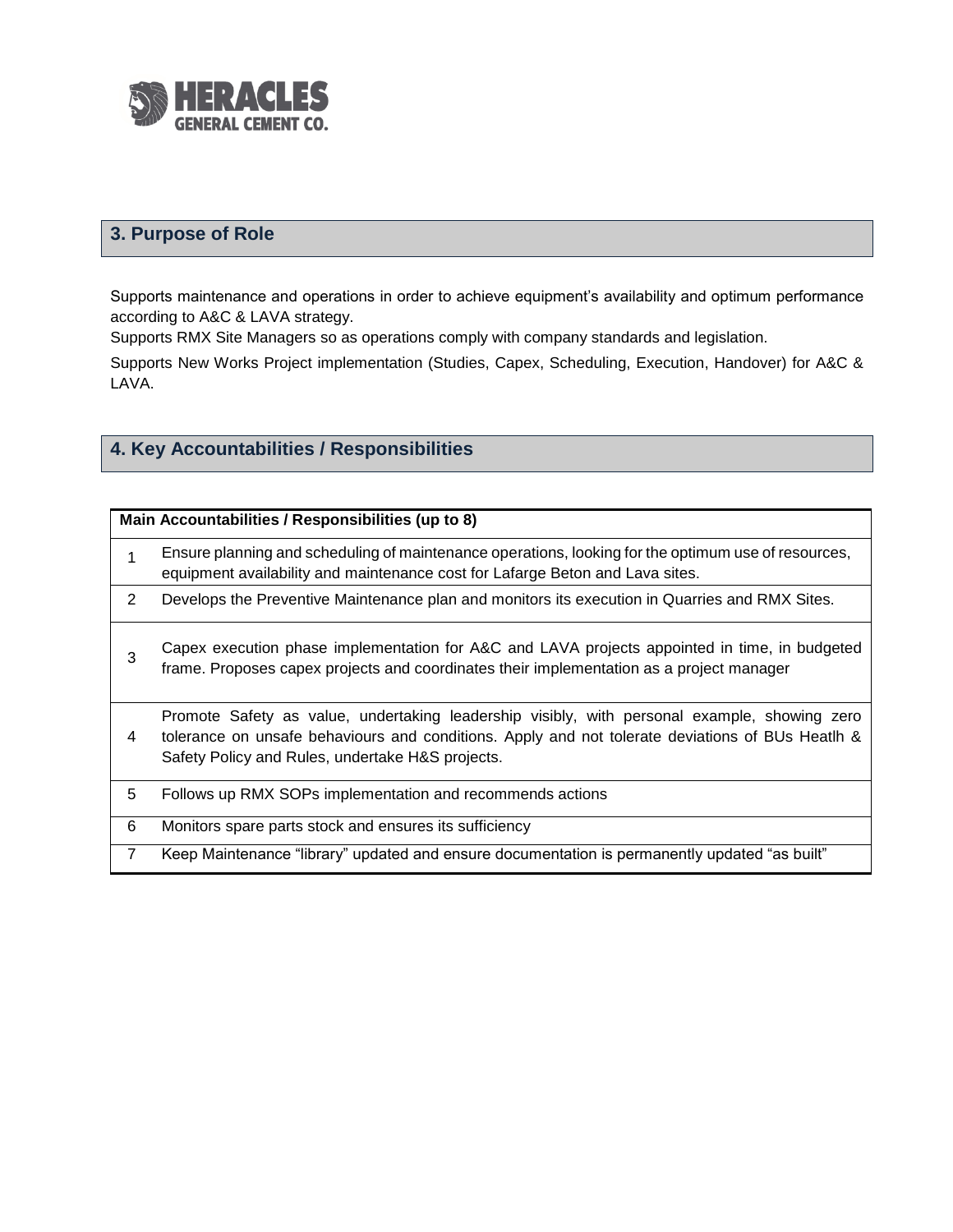## 3. Purpose of Role

Supports maintenance and operations in order to achieve equipment's availability and optimum performance according to A&C & LAVA strategy.

Supports RMX Site Managers so as operations comply with company standards and legislation.

Supports New Works Project implementation (Studies, Capex, Scheduling, Execution, Handover) for A&C & LAVA.

## 4. Key Accountabilities / Responsibilities

| **Main Accountabilities / Responsibilities (up to 8)** | |
|---|---|
| 1 | Ensure planning and scheduling of maintenance operations, looking for the optimum use of resources, equipment availability and maintenance cost for Lafarge Beton and Lava sites. |
| 2 | Develops the Preventive Maintenance plan and monitors its execution in Quarries and RMX Sites. |
| 3 | Capex execution phase implementation for A&C and LAVA projects appointed in time, in budgeted frame. Proposes capex projects and coordinates their implementation as a project manager |
| 4 | Promote Safety as value, undertaking leadership visibly, with personal example, showing zero tolerance on unsafe behaviours and conditions. Apply and not tolerate deviations of BUs Heatlh & Safety Policy and Rules, undertake H&S projects. |
| 5 | Follows up RMX SOPs implementation and recommends actions |
| 6 | Monitors spare parts stock and ensures its sufficiency |
| 7 | Keep Maintenance "library" updated and ensure documentation is permanently updated "as built" |